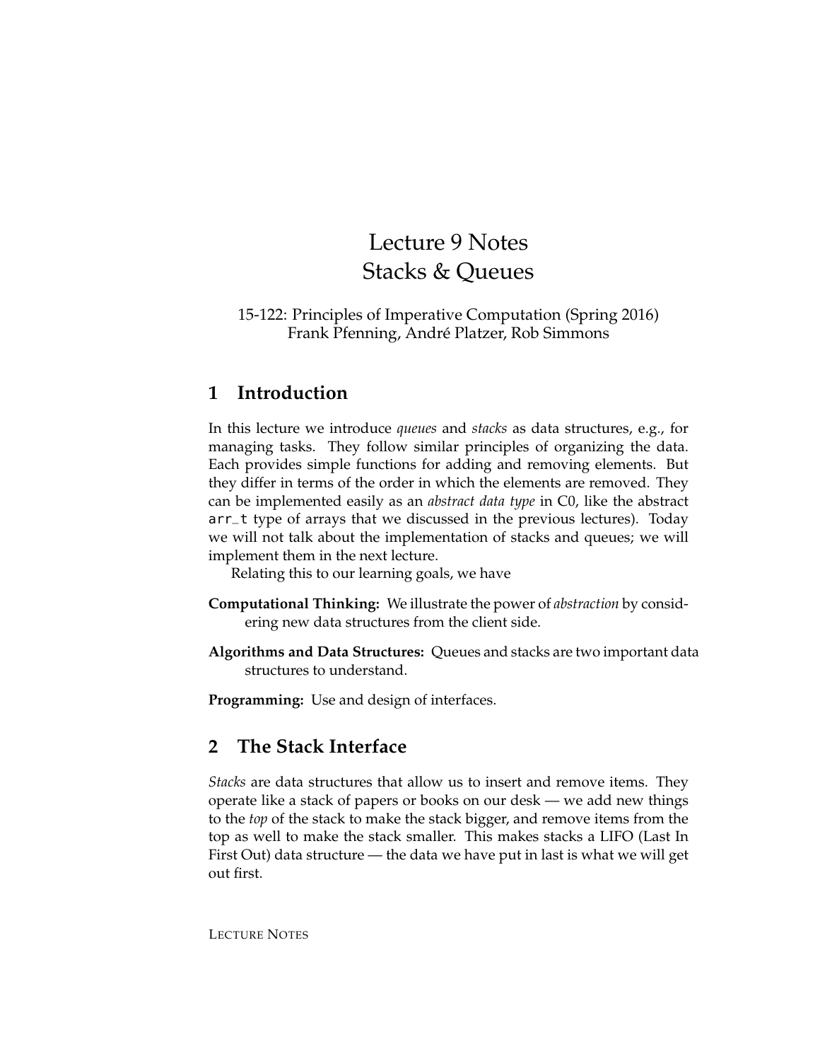# Lecture 9 Notes
# Stacks & Queues

15-122: Principles of Imperative Computation (Spring 2016)
Frank Pfenning, André Platzer, Rob Simmons

## 1 Introduction

In this lecture we introduce *queues* and *stacks* as data structures, e.g., for managing tasks. They follow similar principles of organizing the data. Each provides simple functions for adding and removing elements. But they differ in terms of the order in which the elements are removed. They can be implemented easily as an *abstract data type* in C0, like the abstract `arr_t` type of arrays that we discussed in the previous lectures). Today we will not talk about the implementation of stacks and queues; we will implement them in the next lecture.

Relating this to our learning goals, we have

**Computational Thinking:** We illustrate the power of *abstraction* by considering new data structures from the client side.

**Algorithms and Data Structures:** Queues and stacks are two important data structures to understand.

**Programming:** Use and design of interfaces.

## 2 The Stack Interface

*Stacks* are data structures that allow us to insert and remove items. They operate like a stack of papers or books on our desk — we add new things to the *top* of the stack to make the stack bigger, and remove items from the top as well to make the stack smaller. This makes stacks a LIFO (Last In First Out) data structure — the data we have put in last is what we will get out first.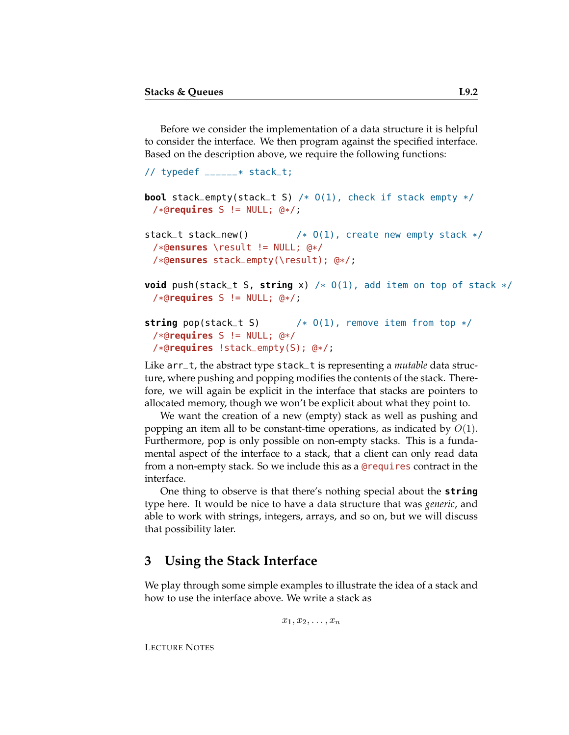Before we consider the implementation of a data structure it is helpful to consider the interface. We then program against the specified interface. Based on the description above, we require the following functions:

```
// typedef ______* stack_t;

bool stack_empty(stack_t S) /* O(1), check if stack empty */
 /*@requires S != NULL; @*/;

stack_t stack_new()        /* O(1), create new empty stack */
 /*@ensures \result != NULL; @*/
 /*@ensures stack_empty(\result); @*/;

void push(stack_t S, string x) /* O(1), add item on top of stack */
 /*@requires S != NULL; @*/;

string pop(stack_t S)      /* O(1), remove item from top */
 /*@requires S != NULL; @*/
 /*@requires !stack_empty(S); @*/;
```

Like `arr_t`, the abstract type `stack_t` is representing a *mutable* data structure, where pushing and popping modifies the contents of the stack. Therefore, we will again be explicit in the interface that stacks are pointers to allocated memory, though we won't be explicit about what they point to.

We want the creation of a new (empty) stack as well as pushing and popping an item all to be constant-time operations, as indicated by $O(1)$. Furthermore, pop is only possible on non-empty stacks. This is a fundamental aspect of the interface to a stack, that a client can only read data from a non-empty stack. So we include this as a `@requires` contract in the interface.

One thing to observe is that there's nothing special about the **string** type here. It would be nice to have a data structure that was *generic*, and able to work with strings, integers, arrays, and so on, but we will discuss that possibility later.

## 3 Using the Stack Interface

We play through some simple examples to illustrate the idea of a stack and how to use the interface above. We write a stack as

$$x_1, x_2, \ldots, x_n$$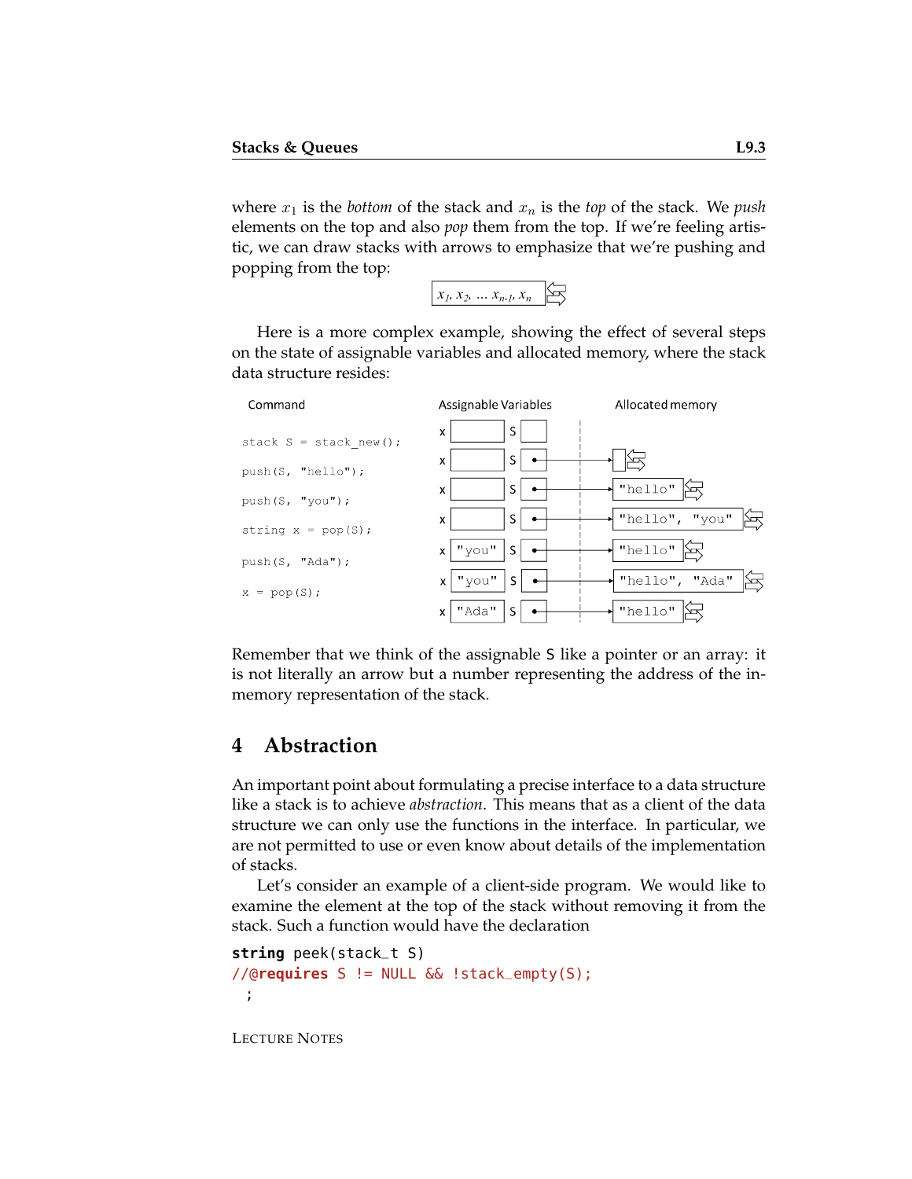where $x_1$ is the *bottom* of the stack and $x_n$ is the *top* of the stack. We *push* elements on the top and also *pop* them from the top. If we're feeling artistic, we can draw stacks with arrows to emphasize that we're pushing and popping from the top:

$x_1, x_2, \ldots x_{n-1}, x_n$

Here is a more complex example, showing the effect of several steps on the state of assignable variables and allocated memory, where the stack data structure resides:

| Command | Assignable Variables: x | Assignable Variables: S | Allocated memory |
|---|---|---|---|
| | | | |
| `stack S = stack_new();` | | • | (empty stack) |
| `push(S, "hello");` | | • | "hello" |
| `push(S, "you");` | | • | "hello", "you" |
| `string x = pop(S);` | "you" | • | "hello" |
| `push(S, "Ada");` | "you" | • | "hello", "Ada" |
| `x = pop(S);` | "Ada" | • | "hello" |

Remember that we think of the assignable S like a pointer or an array: it is not literally an arrow but a number representing the address of the in-memory representation of the stack.

## 4 Abstraction

An important point about formulating a precise interface to a data structure like a stack is to achieve *abstraction*. This means that as a client of the data structure we can only use the functions in the interface. In particular, we are not permitted to use or even know about details of the implementation of stacks.

Let's consider an example of a client-side program. We would like to examine the element at the top of the stack without removing it from the stack. Such a function would have the declaration

```
string peek(stack_t S)
//@requires S != NULL && !stack_empty(S);
  ;
```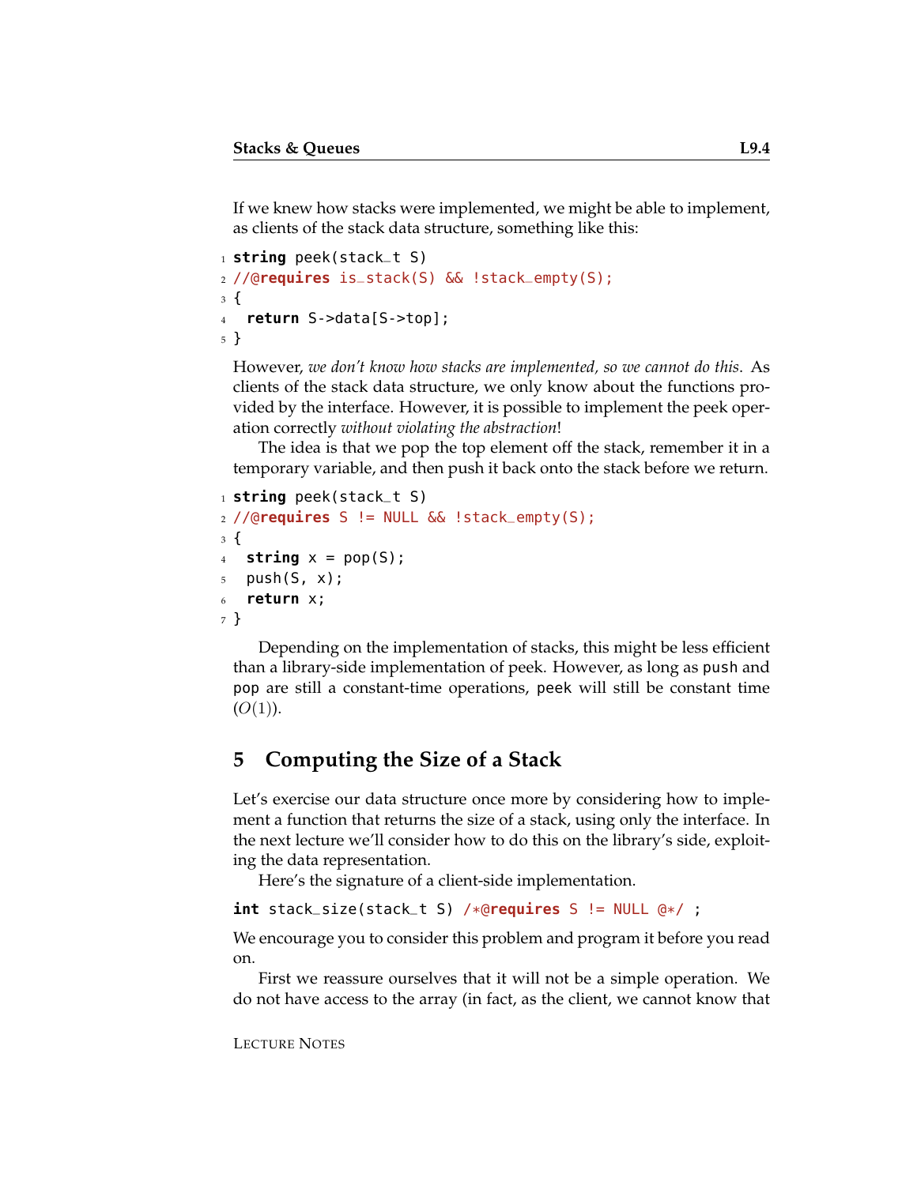If we knew how stacks were implemented, we might be able to implement, as clients of the stack data structure, something like this:

```
1 string peek(stack_t S)
2 //@requires is_stack(S) && !stack_empty(S);
3 {
4   return S->data[S->top];
5 }
```

However, *we don't know how stacks are implemented, so we cannot do this*. As clients of the stack data structure, we only know about the functions provided by the interface. However, it is possible to implement the peek operation correctly *without violating the abstraction*!

The idea is that we pop the top element off the stack, remember it in a temporary variable, and then push it back onto the stack before we return.

```
1 string peek(stack_t S)
2 //@requires S != NULL && !stack_empty(S);
3 {
4   string x = pop(S);
5   push(S, x);
6   return x;
7 }
```

Depending on the implementation of stacks, this might be less efficient than a library-side implementation of peek. However, as long as `push` and `pop` are still a constant-time operations, `peek` will still be constant time ($O(1)$).

## 5 Computing the Size of a Stack

Let's exercise our data structure once more by considering how to implement a function that returns the size of a stack, using only the interface. In the next lecture we'll consider how to do this on the library's side, exploiting the data representation.

Here's the signature of a client-side implementation.

```
int stack_size(stack_t S) /*@requires S != NULL @*/ ;
```

We encourage you to consider this problem and program it before you read on.

First we reassure ourselves that it will not be a simple operation. We do not have access to the array (in fact, as the client, we cannot know that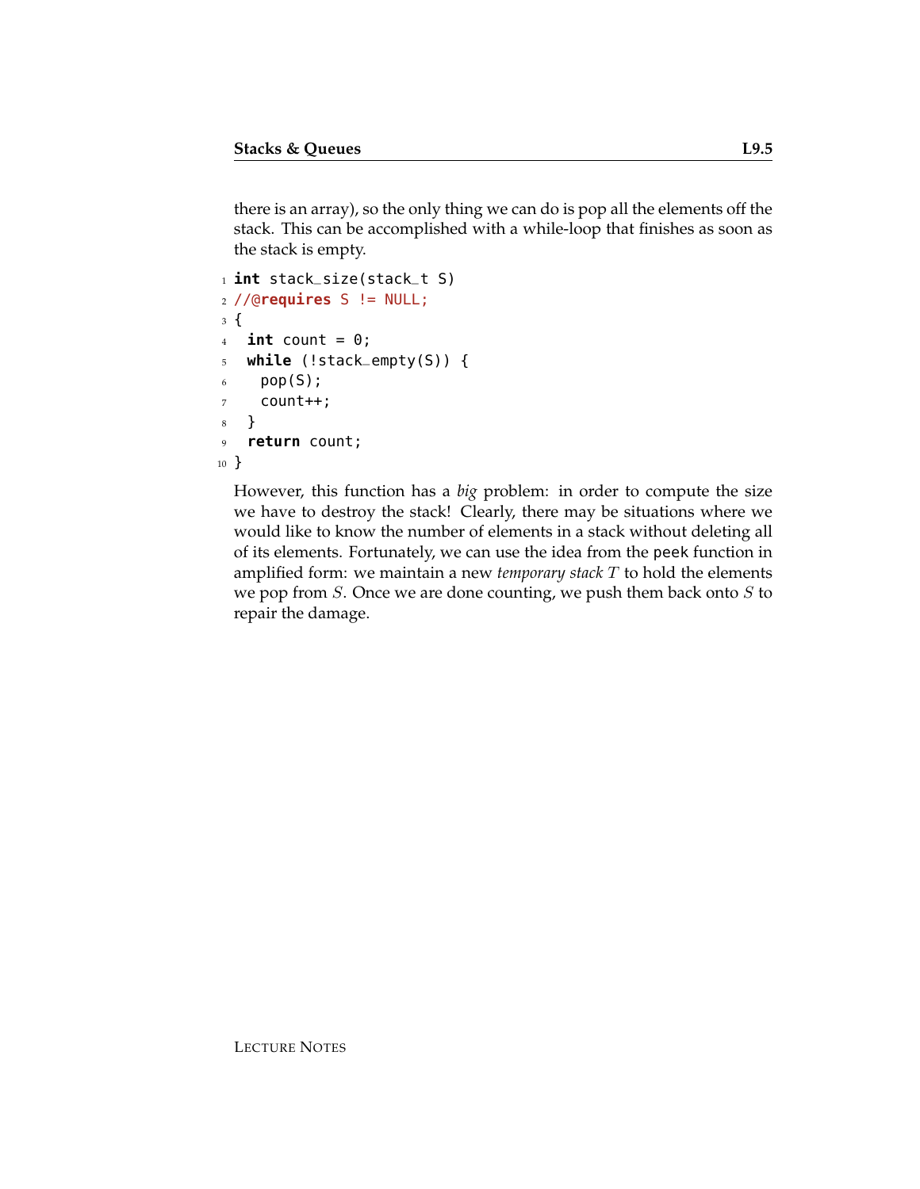there is an array), so the only thing we can do is pop all the elements off the stack. This can be accomplished with a while-loop that finishes as soon as the stack is empty.

```
int stack_size(stack_t S)
//@requires S != NULL;
{
  int count = 0;
  while (!stack_empty(S)) {
    pop(S);
    count++;
  }
  return count;
}
```

However, this function has a *big* problem: in order to compute the size we have to destroy the stack! Clearly, there may be situations where we would like to know the number of elements in a stack without deleting all of its elements. Fortunately, we can use the idea from the `peek` function in amplified form: we maintain a new *temporary stack* $T$ to hold the elements we pop from $S$. Once we are done counting, we push them back onto $S$ to repair the damage.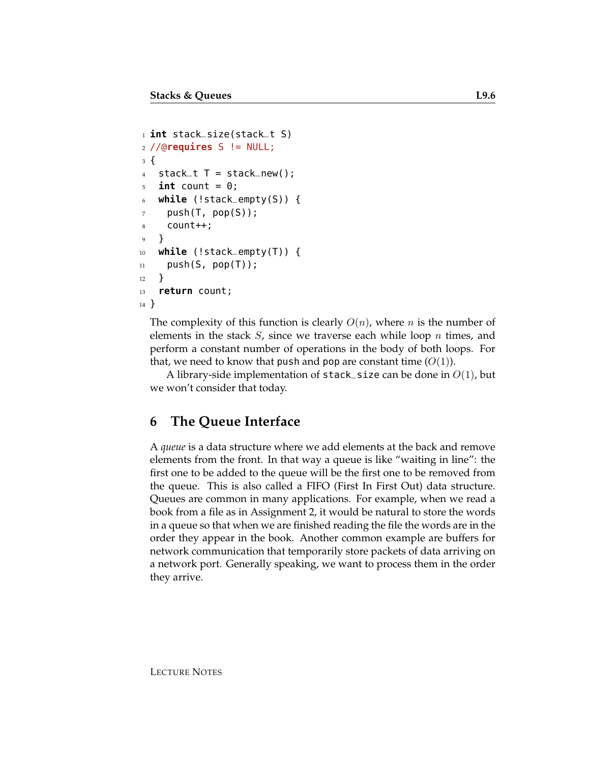```
int stack_size(stack_t S)
//@requires S != NULL;
{
  stack_t T = stack_new();
  int count = 0;
  while (!stack_empty(S)) {
    push(T, pop(S));
    count++;
  }
  while (!stack_empty(T)) {
    push(S, pop(T));
  }
  return count;
}
```

The complexity of this function is clearly $O(n)$, where $n$ is the number of elements in the stack $S$, since we traverse each while loop $n$ times, and perform a constant number of operations in the body of both loops. For that, we need to know that `push` and `pop` are constant time ($O(1)$).

A library-side implementation of `stack_size` can be done in $O(1)$, but we won't consider that today.

## 6 The Queue Interface

A *queue* is a data structure where we add elements at the back and remove elements from the front. In that way a queue is like "waiting in line": the first one to be added to the queue will be the first one to be removed from the queue. This is also called a FIFO (First In First Out) data structure. Queues are common in many applications. For example, when we read a book from a file as in Assignment 2, it would be natural to store the words in a queue so that when we are finished reading the file the words are in the order they appear in the book. Another common example are buffers for network communication that temporarily store packets of data arriving on a network port. Generally speaking, we want to process them in the order they arrive.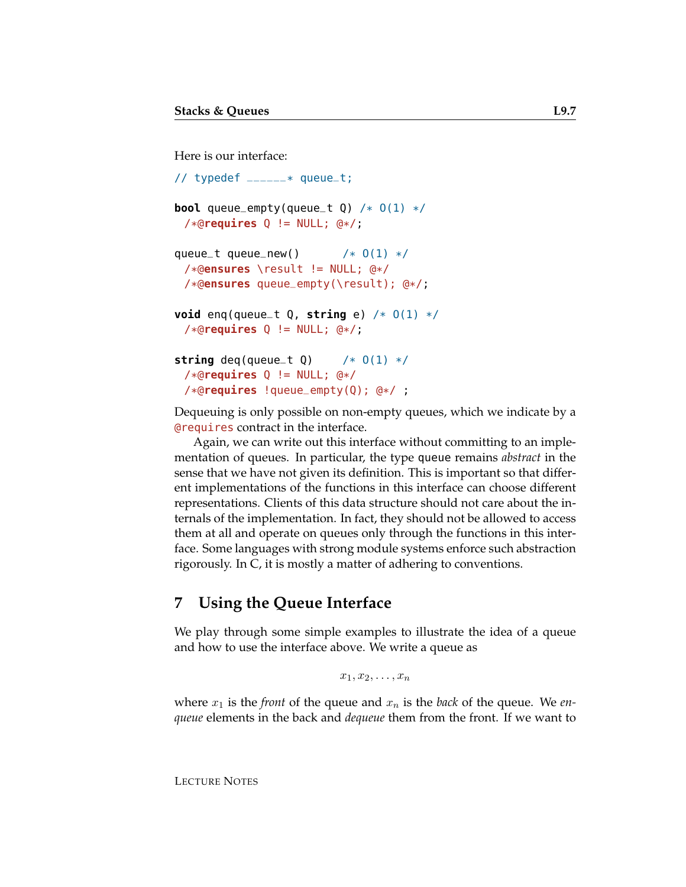Here is our interface:

```
// typedef ______* queue_t;

bool queue_empty(queue_t Q) /* O(1) */
  /*@requires Q != NULL; @*/;

queue_t queue_new()       /* O(1) */
  /*@ensures \result != NULL; @*/
  /*@ensures queue_empty(\result); @*/;

void enq(queue_t Q, string e) /* O(1) */
  /*@requires Q != NULL; @*/;

string deq(queue_t Q)     /* O(1) */
  /*@requires Q != NULL; @*/
  /*@requires !queue_empty(Q); @*/ ;
```

Dequeuing is only possible on non-empty queues, which we indicate by a `@requires` contract in the interface.

Again, we can write out this interface without committing to an implementation of queues. In particular, the type `queue` remains *abstract* in the sense that we have not given its definition. This is important so that different implementations of the functions in this interface can choose different representations. Clients of this data structure should not care about the internals of the implementation. In fact, they should not be allowed to access them at all and operate on queues only through the functions in this interface. Some languages with strong module systems enforce such abstraction rigorously. In C, it is mostly a matter of adhering to conventions.

## 7 Using the Queue Interface

We play through some simple examples to illustrate the idea of a queue and how to use the interface above. We write a queue as

$$x_1, x_2, \ldots, x_n$$

where $x_1$ is the *front* of the queue and $x_n$ is the *back* of the queue. We *enqueue* elements in the back and *dequeue* them from the front. If we want to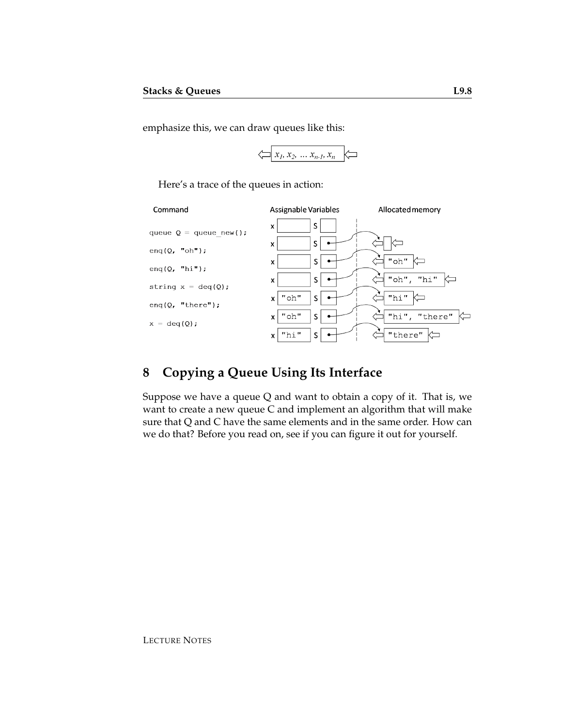emphasize this, we can draw queues like this:

$x_1, x_2, \ldots x_{n-1}, x_n$

Here's a trace of the queues in action:

| Command | Assignable Variables | Allocated memory |
| --- | --- | --- |
| `queue Q = queue_new();` | x: (empty), S: (empty) | |
| `enq(Q, "oh");` | x: (empty), S: • | (empty queue) |
| `enq(Q, "hi");` | x: (empty), S: • | "oh" |
| `string x = deq(Q);` | x: (empty), S: • | "oh", "hi" |
| `enq(Q, "there");` | x: "oh", S: • | "hi" |
| `x = deq(Q);` | x: "oh", S: • | "hi", "there" |
| | x: "hi", S: • | "there" |

## 8 Copying a Queue Using Its Interface

Suppose we have a queue Q and want to obtain a copy of it. That is, we want to create a new queue C and implement an algorithm that will make sure that Q and C have the same elements and in the same order. How can we do that? Before you read on, see if you can figure it out for yourself.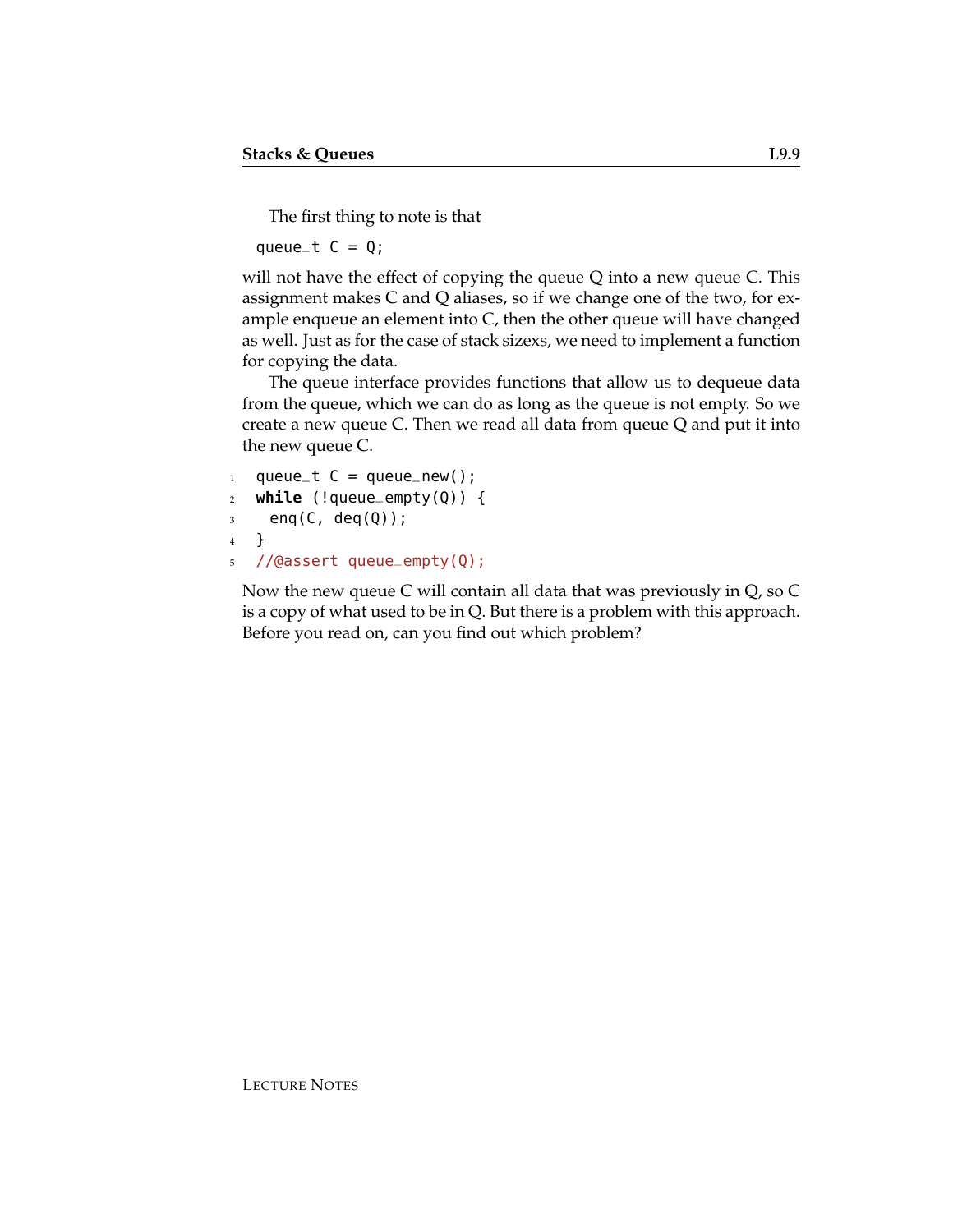The first thing to note is that

```
queue_t C = Q;
```

will not have the effect of copying the queue Q into a new queue C. This assignment makes C and Q aliases, so if we change one of the two, for example enqueue an element into C, then the other queue will have changed as well. Just as for the case of stack sizexs, we need to implement a function for copying the data.

The queue interface provides functions that allow us to dequeue data from the queue, which we can do as long as the queue is not empty. So we create a new queue C. Then we read all data from queue Q and put it into the new queue C.

```
queue_t C = queue_new();
while (!queue_empty(Q)) {
  enq(C, deq(Q));
}
//@assert queue_empty(Q);
```

Now the new queue C will contain all data that was previously in Q, so C is a copy of what used to be in Q. But there is a problem with this approach. Before you read on, can you find out which problem?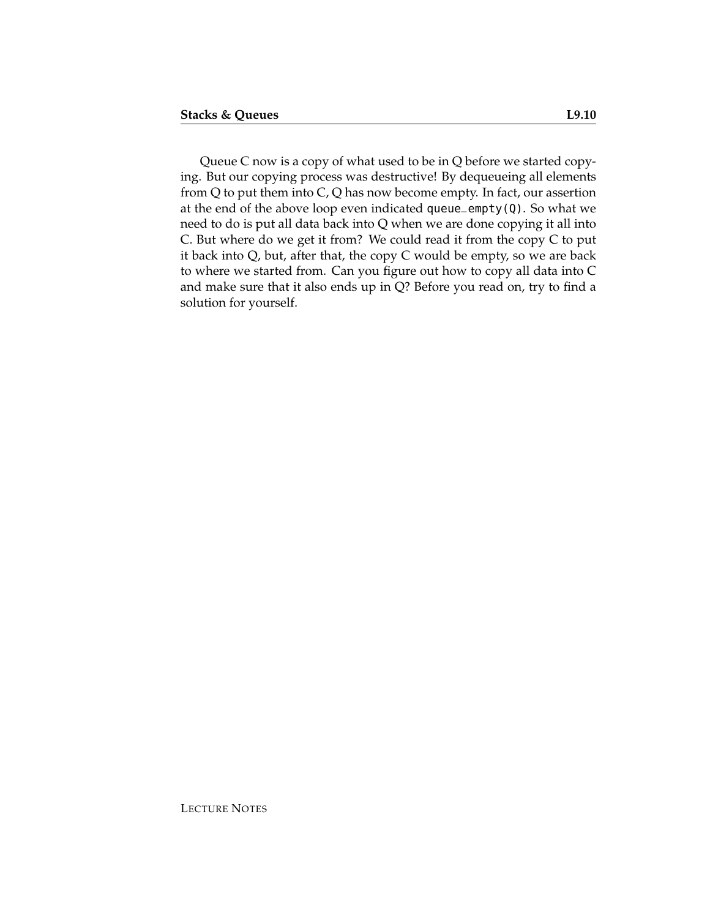Queue C now is a copy of what used to be in Q before we started copying. But our copying process was destructive! By dequeueing all elements from Q to put them into C, Q has now become empty. In fact, our assertion at the end of the above loop even indicated `queue_empty(Q)`. So what we need to do is put all data back into Q when we are done copying it all into C. But where do we get it from? We could read it from the copy C to put it back into Q, but, after that, the copy C would be empty, so we are back to where we started from. Can you figure out how to copy all data into C and make sure that it also ends up in Q? Before you read on, try to find a solution for yourself.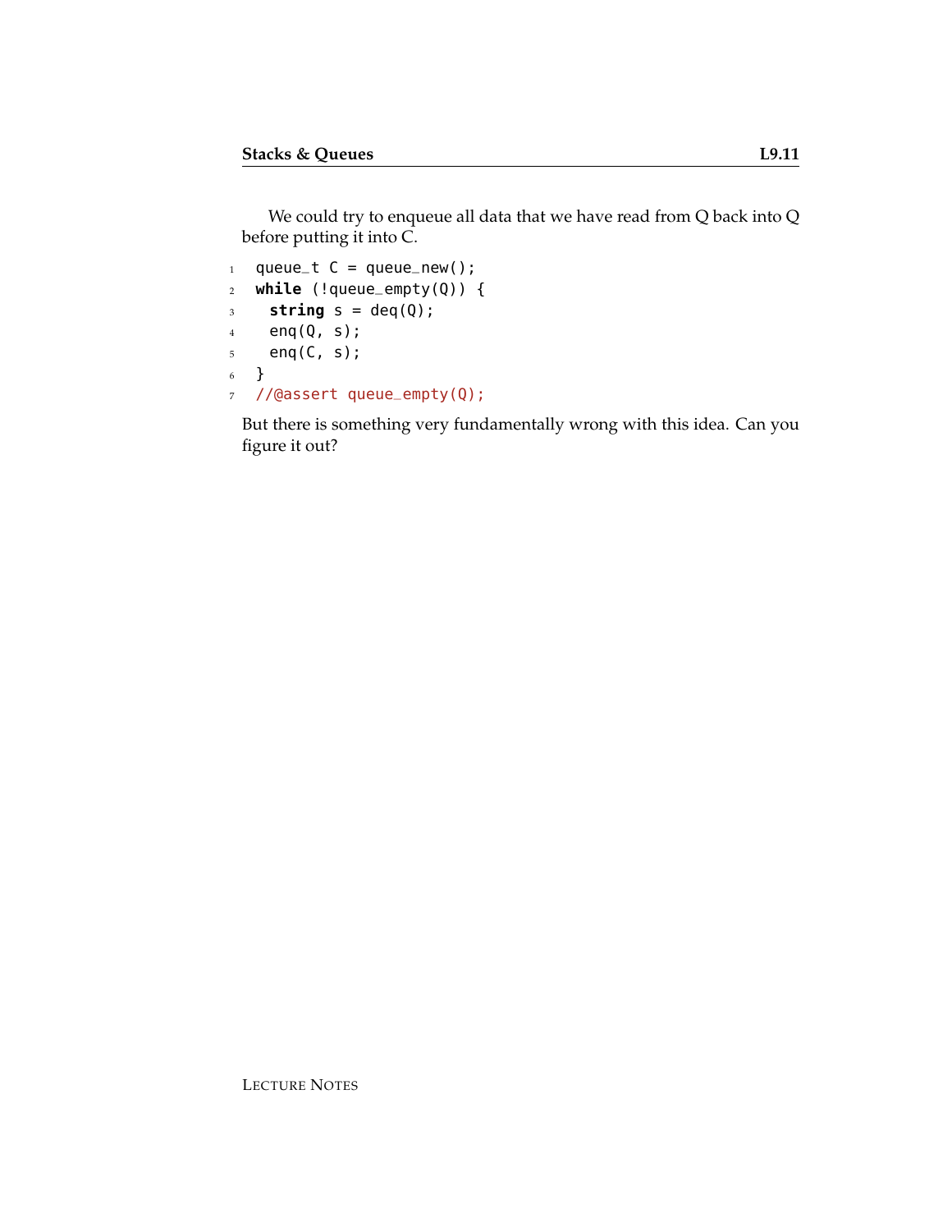We could try to enqueue all data that we have read from Q back into Q before putting it into C.

```
queue_t C = queue_new();
while (!queue_empty(Q)) {
  string s = deq(Q);
  enq(Q, s);
  enq(C, s);
}
//@assert queue_empty(Q);
```

But there is something very fundamentally wrong with this idea. Can you figure it out?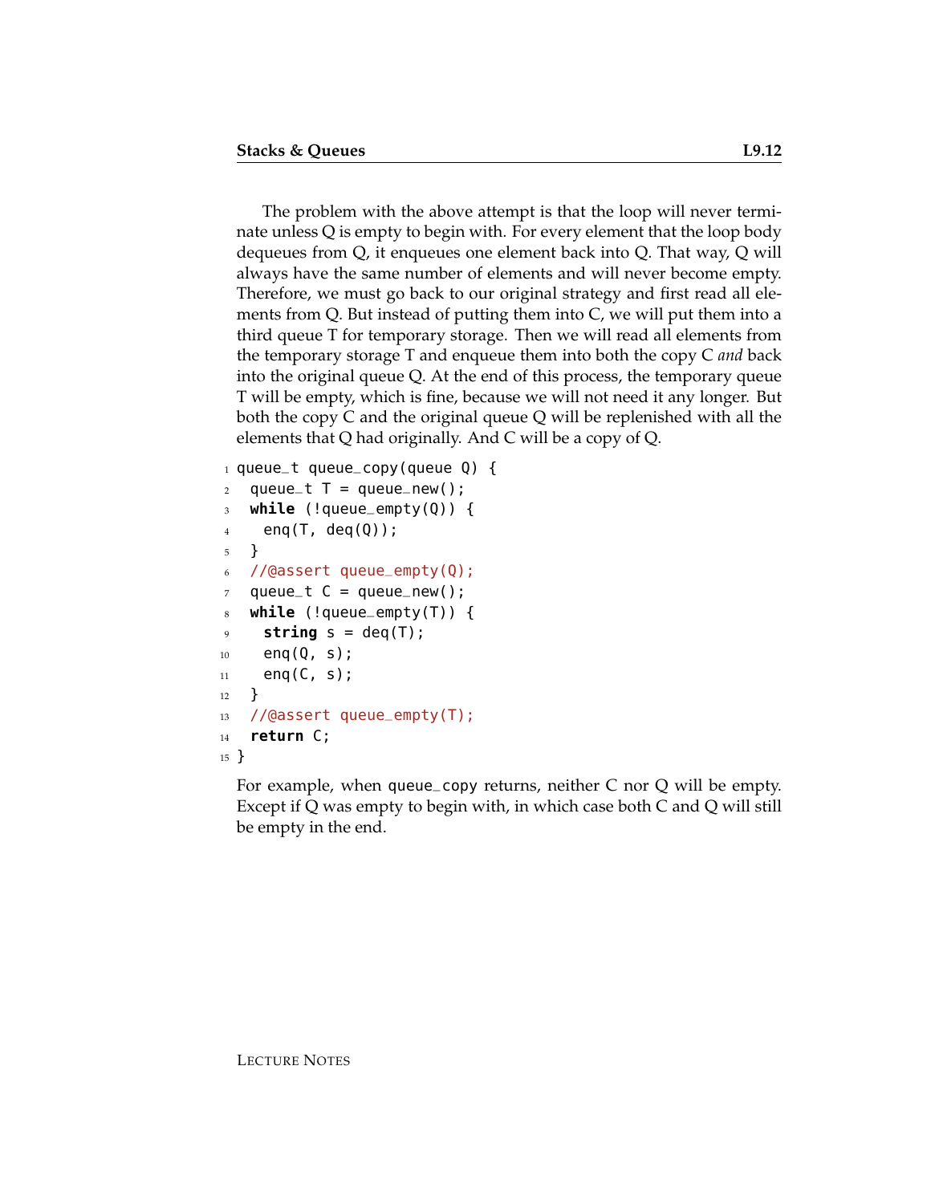The problem with the above attempt is that the loop will never terminate unless Q is empty to begin with. For every element that the loop body dequeues from Q, it enqueues one element back into Q. That way, Q will always have the same number of elements and will never become empty. Therefore, we must go back to our original strategy and first read all elements from Q. But instead of putting them into C, we will put them into a third queue T for temporary storage. Then we will read all elements from the temporary storage T and enqueue them into both the copy C *and* back into the original queue Q. At the end of this process, the temporary queue T will be empty, which is fine, because we will not need it any longer. But both the copy C and the original queue Q will be replenished with all the elements that Q had originally. And C will be a copy of Q.

```
queue_t queue_copy(queue Q) {
  queue_t T = queue_new();
  while (!queue_empty(Q)) {
    enq(T, deq(Q));
  }
  //@assert queue_empty(Q);
  queue_t C = queue_new();
  while (!queue_empty(T)) {
    string s = deq(T);
    enq(Q, s);
    enq(C, s);
  }
  //@assert queue_empty(T);
  return C;
}
```

For example, when `queue_copy` returns, neither C nor Q will be empty. Except if Q was empty to begin with, in which case both C and Q will still be empty in the end.